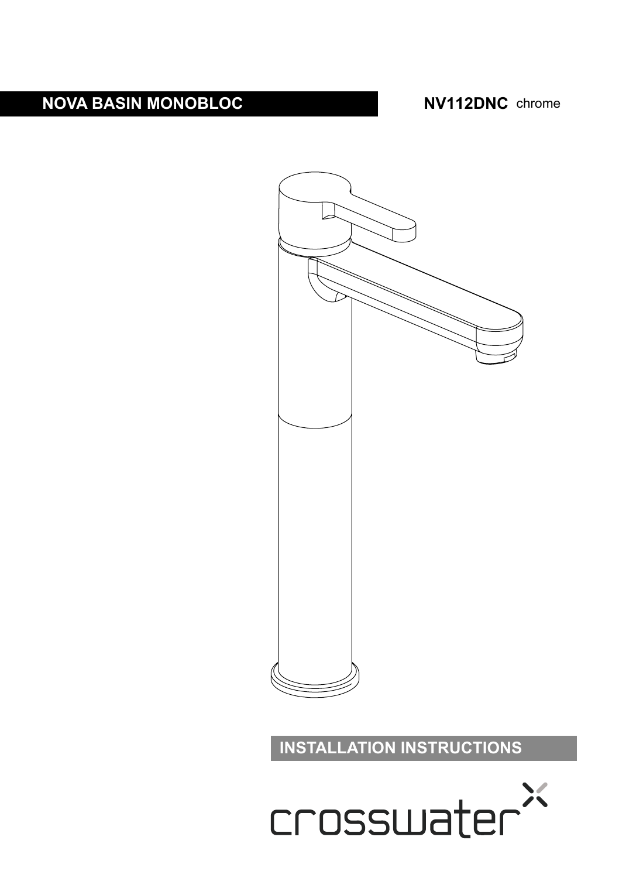# NOVA BASIN MONOBLOC

**NV112DNC** chrome

## INSTALLATION INSTRUCTIONS

crosswater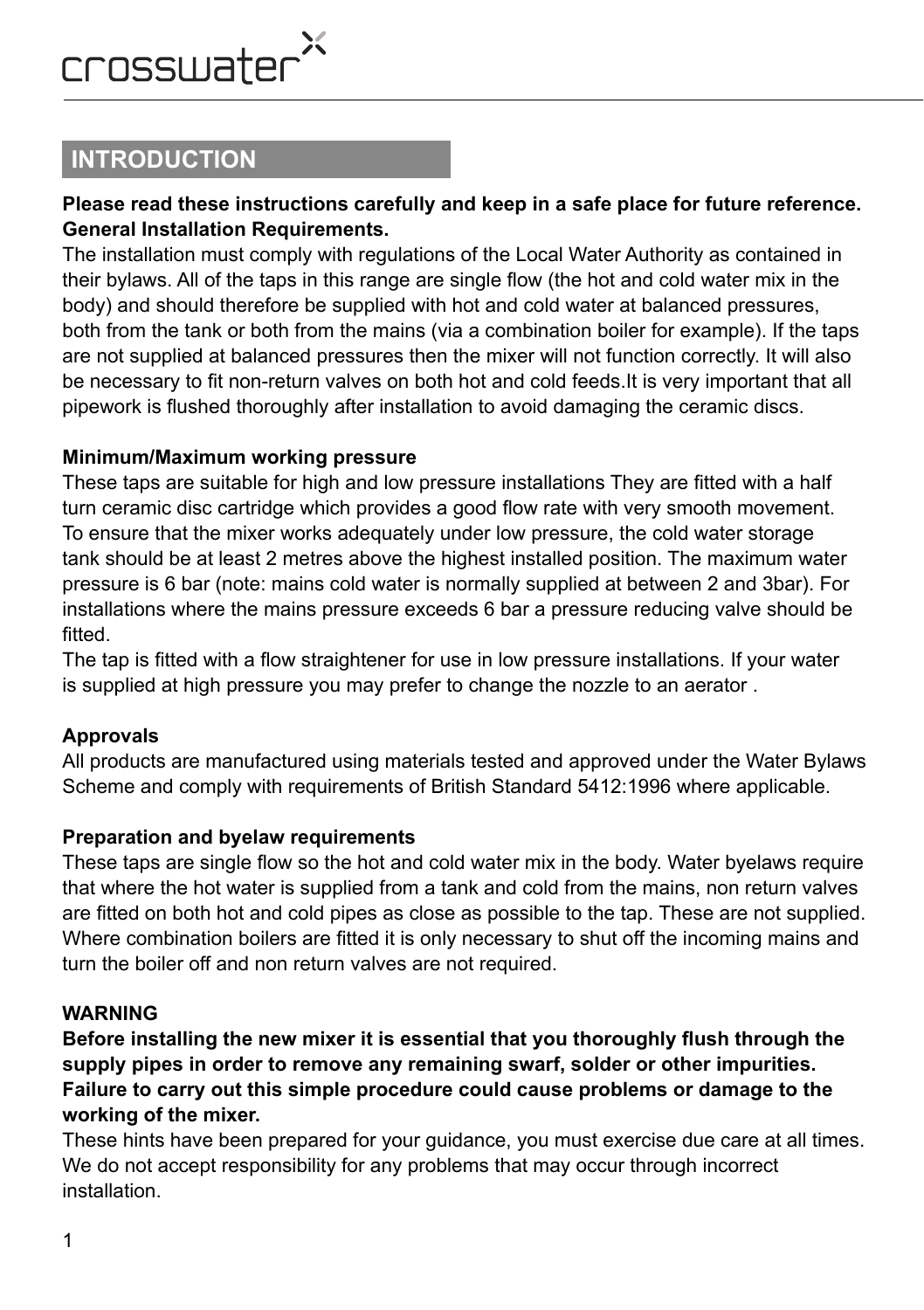## INTRODUCTION

**Please read these instructions carefully and keep in a safe place for future reference.**
**General Installation Requirements.**

The installation must comply with regulations of the Local Water Authority as contained in their bylaws. All of the taps in this range are single flow (the hot and cold water mix in the body) and should therefore be supplied with hot and cold water at balanced pressures, both from the tank or both from the mains (via a combination boiler for example). If the taps are not supplied at balanced pressures then the mixer will not function correctly. It will also be necessary to fit non-return valves on both hot and cold feeds.It is very important that all pipework is flushed thoroughly after installation to avoid damaging the ceramic discs.

**Minimum/Maximum working pressure**

These taps are suitable for high and low pressure installations They are fitted with a half turn ceramic disc cartridge which provides a good flow rate with very smooth movement. To ensure that the mixer works adequately under low pressure, the cold water storage tank should be at least 2 metres above the highest installed position. The maximum water pressure is 6 bar (note: mains cold water is normally supplied at between 2 and 3bar). For installations where the mains pressure exceeds 6 bar a pressure reducing valve should be fitted.

The tap is fitted with a flow straightener for use in low pressure installations. If your water is supplied at high pressure you may prefer to change the nozzle to an aerator .

**Approvals**

All products are manufactured using materials tested and approved under the Water Bylaws Scheme and comply with requirements of British Standard 5412:1996 where applicable.

**Preparation and byelaw requirements**

These taps are single flow so the hot and cold water mix in the body. Water byelaws require that where the hot water is supplied from a tank and cold from the mains, non return valves are fitted on both hot and cold pipes as close as possible to the tap. These are not supplied. Where combination boilers are fitted it is only necessary to shut off the incoming mains and turn the boiler off and non return valves are not required.

**WARNING**

**Before installing the new mixer it is essential that you thoroughly flush through the supply pipes in order to remove any remaining swarf, solder or other impurities. Failure to carry out this simple procedure could cause problems or damage to the working of the mixer.**

These hints have been prepared for your guidance, you must exercise due care at all times. We do not accept responsibility for any problems that may occur through incorrect installation.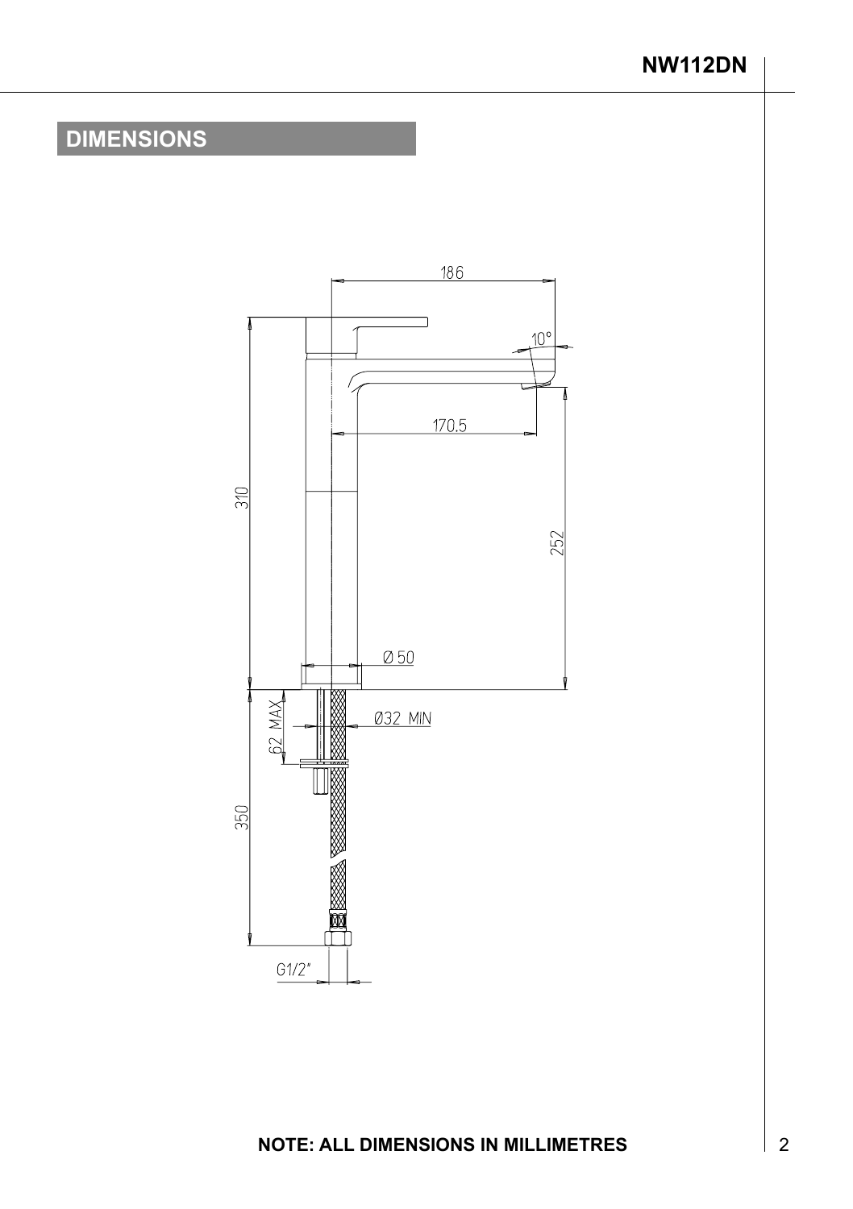## DIMENSIONS

186

10°

170.5

310

252

Ø 50

62 MAX

Ø32 MIN

350

G1/2"

**NOTE: ALL DIMENSIONS IN MILLIMETRES**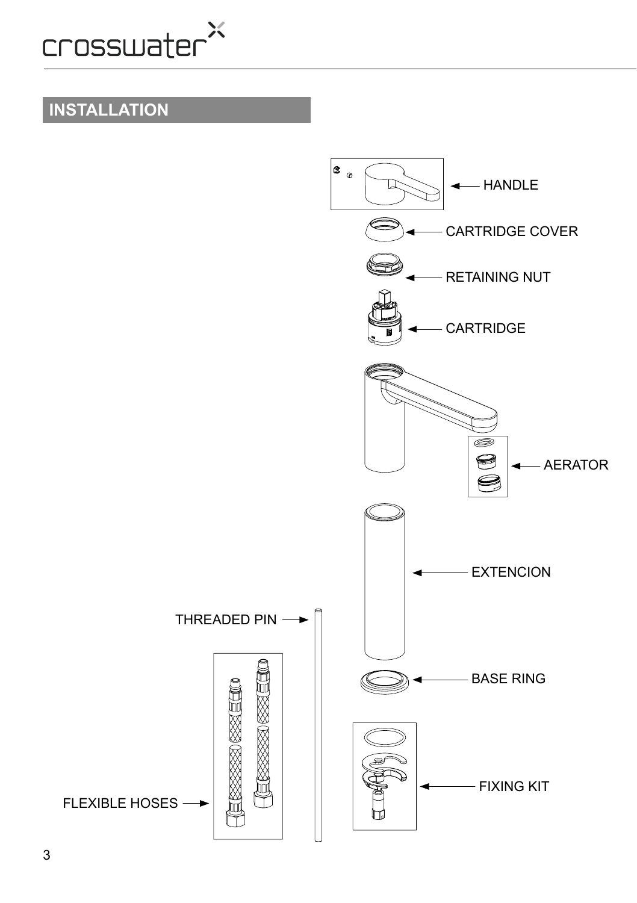## INSTALLATION

HANDLE

CARTRIDGE COVER

RETAINING NUT

CARTRIDGE

AERATOR

EXTENCION

THREADED PIN

BASE RING

FIXING KIT

FLEXIBLE HOSES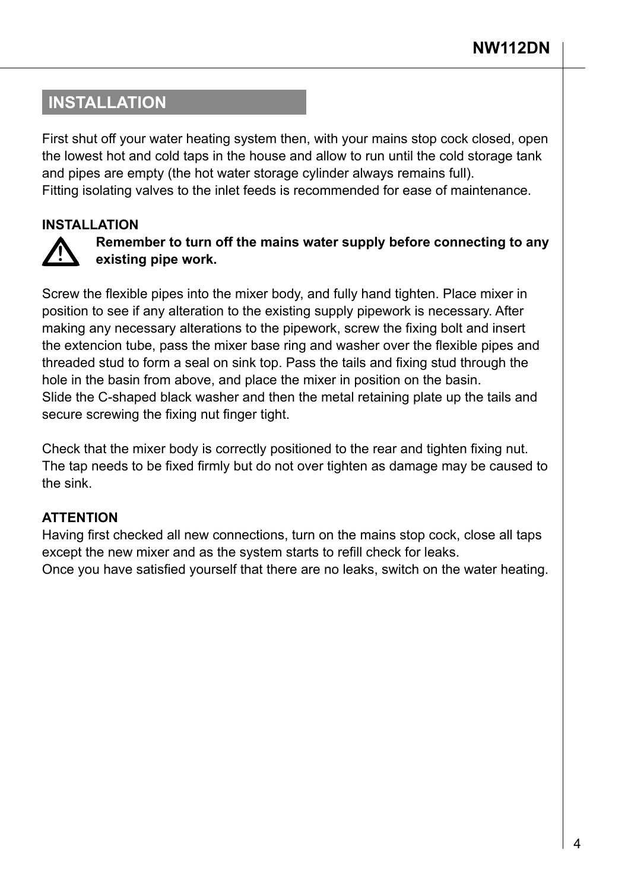## INSTALLATION

First shut off your water heating system then, with your mains stop cock closed, open the lowest hot and cold taps in the house and allow to run until the cold storage tank and pipes are empty (the hot water storage cylinder always remains full).
Fitting isolating valves to the inlet feeds is recommended for ease of maintenance.

**INSTALLATION**

⚠ **Remember to turn off the mains water supply before connecting to any existing pipe work.**

Screw the flexible pipes into the mixer body, and fully hand tighten. Place mixer in position to see if any alteration to the existing supply pipework is necessary. After making any necessary alterations to the pipework, screw the fixing bolt and insert the extencion tube, pass the mixer base ring and washer over the flexible pipes and threaded stud to form a seal on sink top. Pass the tails and fixing stud through the hole in the basin from above, and place the mixer in position on the basin.
Slide the C-shaped black washer and then the metal retaining plate up the tails and secure screwing the fixing nut finger tight.

Check that the mixer body is correctly positioned to the rear and tighten fixing nut. The tap needs to be fixed firmly but do not over tighten as damage may be caused to the sink.

**ATTENTION**
Having first checked all new connections, turn on the mains stop cock, close all taps except the new mixer and as the system starts to refill check for leaks.
Once you have satisfied yourself that there are no leaks, switch on the water heating.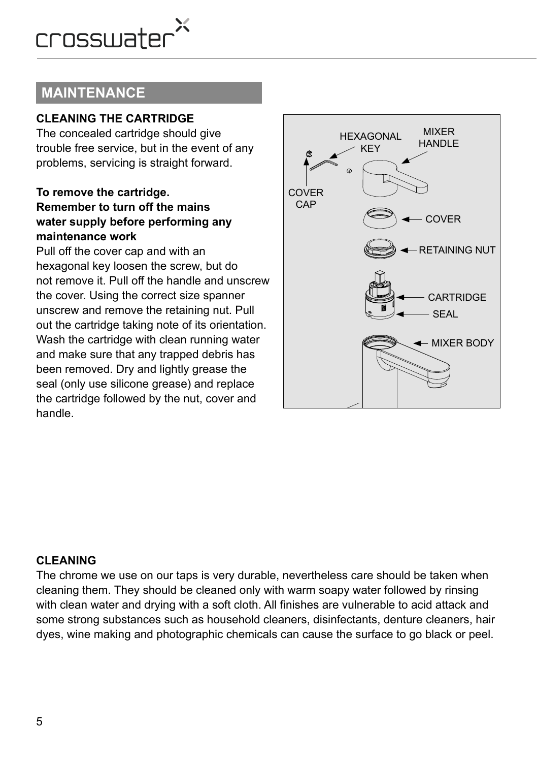## MAINTENANCE

**CLEANING THE CARTRIDGE**

The concealed cartridge should give trouble free service, but in the event of any problems, servicing is straight forward.

**To remove the cartridge.**
**Remember to turn off the mains water supply before performing any maintenance work**

Pull off the cover cap and with an hexagonal key loosen the screw, but do not remove it. Pull off the handle and unscrew the cover. Using the correct size spanner unscrew and remove the retaining nut. Pull out the cartridge taking note of its orientation. Wash the cartridge with clean running water and make sure that any trapped debris has been removed. Dry and lightly grease the seal (only use silicone grease) and replace the cartridge followed by the nut, cover and handle.

HEXAGONAL KEY
MIXER HANDLE
COVER CAP
COVER
RETAINING NUT
CARTRIDGE
SEAL
MIXER BODY

**CLEANING**

The chrome we use on our taps is very durable, nevertheless care should be taken when cleaning them. They should be cleaned only with warm soapy water followed by rinsing with clean water and drying with a soft cloth. All finishes are vulnerable to acid attack and some strong substances such as household cleaners, disinfectants, denture cleaners, hair dyes, wine making and photographic chemicals can cause the surface to go black or peel.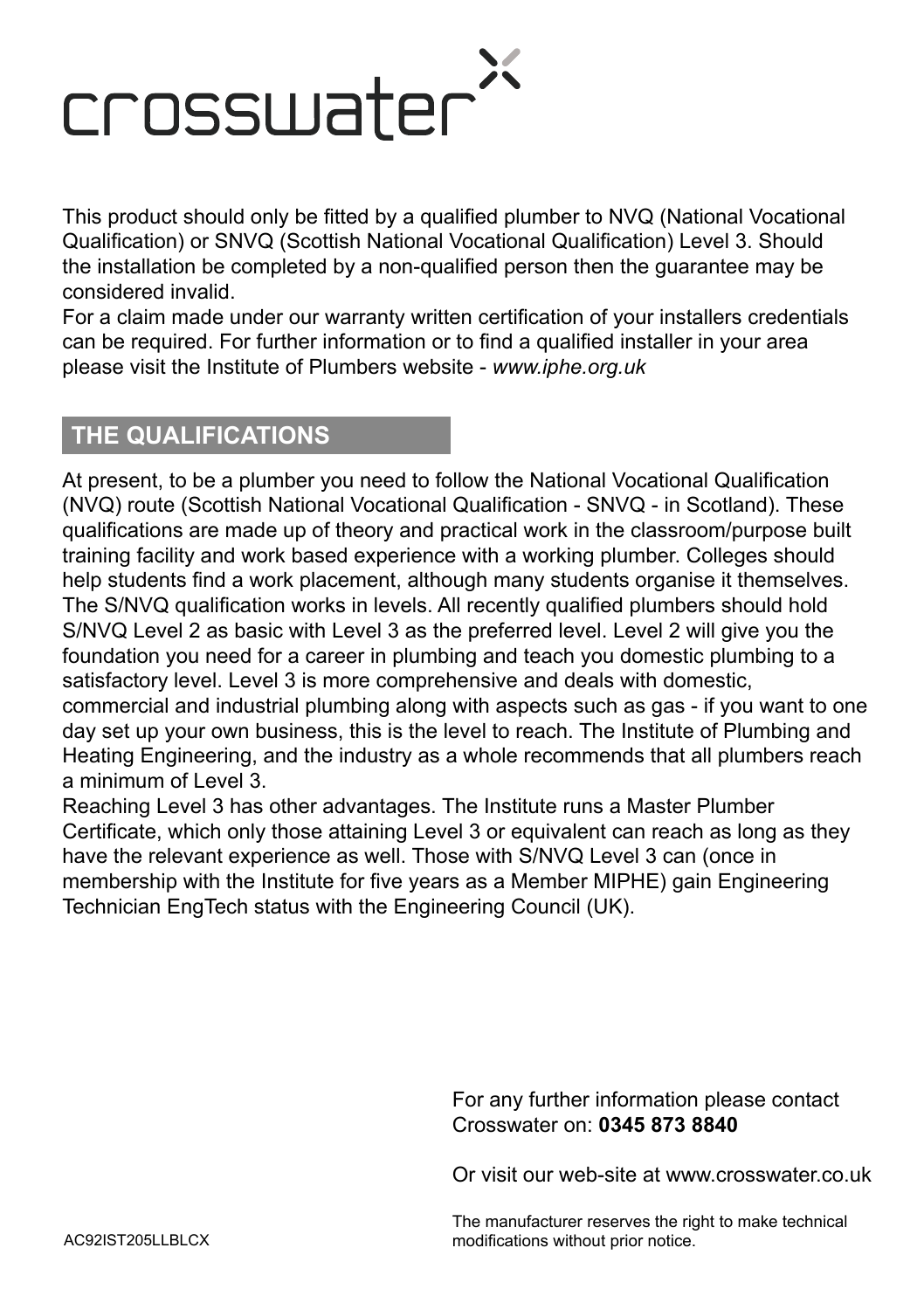# crosswater

This product should only be fitted by a qualified plumber to NVQ (National Vocational Qualification) or SNVQ (Scottish National Vocational Qualification) Level 3. Should the installation be completed by a non-qualified person then the guarantee may be considered invalid.
For a claim made under our warranty written certification of your installers credentials can be required. For further information or to find a qualified installer in your area please visit the Institute of Plumbers website - *www.iphe.org.uk*

## THE QUALIFICATIONS

At present, to be a plumber you need to follow the National Vocational Qualification (NVQ) route (Scottish National Vocational Qualification - SNVQ - in Scotland). These qualifications are made up of theory and practical work in the classroom/purpose built training facility and work based experience with a working plumber. Colleges should help students find a work placement, although many students organise it themselves. The S/NVQ qualification works in levels. All recently qualified plumbers should hold S/NVQ Level 2 as basic with Level 3 as the preferred level. Level 2 will give you the foundation you need for a career in plumbing and teach you domestic plumbing to a satisfactory level. Level 3 is more comprehensive and deals with domestic, commercial and industrial plumbing along with aspects such as gas - if you want to one day set up your own business, this is the level to reach. The Institute of Plumbing and Heating Engineering, and the industry as a whole recommends that all plumbers reach a minimum of Level 3.
Reaching Level 3 has other advantages. The Institute runs a Master Plumber Certificate, which only those attaining Level 3 or equivalent can reach as long as they have the relevant experience as well. Those with S/NVQ Level 3 can (once in membership with the Institute for five years as a Member MIPHE) gain Engineering Technician EngTech status with the Engineering Council (UK).

For any further information please contact Crosswater on: **0345 873 8840**

Or visit our web-site at www.crosswater.co.uk

AC92IST205LLBLCX

The manufacturer reserves the right to make technical modifications without prior notice.